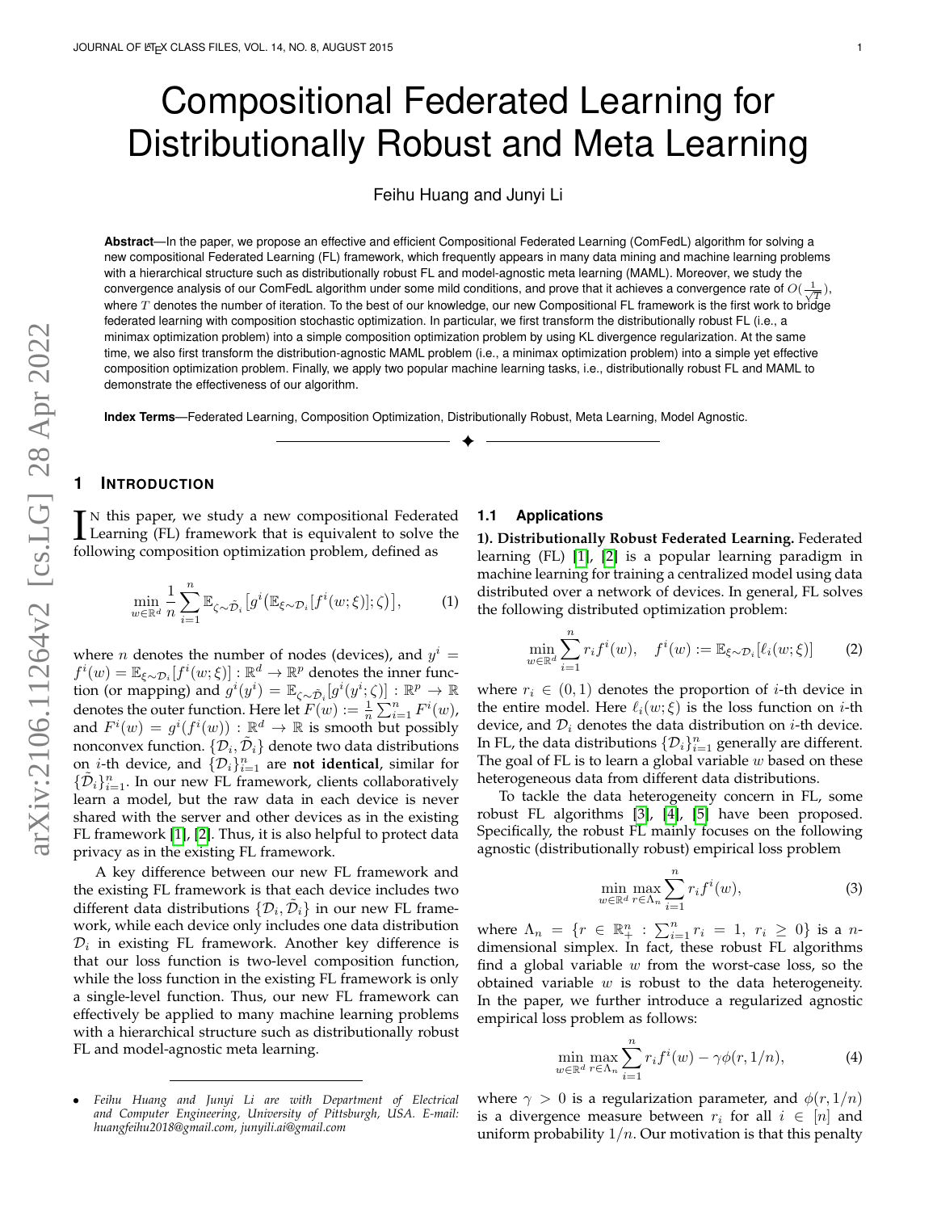# Compositional Federated Learning for Distributionally Robust and Meta Learning

Feihu Huang and Junyi Li

**Abstract**—In the paper, we propose an effective and efficient Compositional Federated Learning (ComFedL) algorithm for solving a new compositional Federated Learning (FL) framework, which frequently appears in many data mining and machine learning problems with a hierarchical structure such as distributionally robust FL and model-agnostic meta learning (MAML). Moreover, we study the convergence analysis of our ComFedL algorithm under some mild conditions, and prove that it achieves a convergence rate of $O(\frac{1}{\sqrt{T}})$, where $T$ denotes the number of iteration. To the best of our knowledge, our new Compositional FL framework is the first work to bridge federated learning with composition stochastic optimization. In particular, we first transform the distributionally robust FL (i.e., a minimax optimization problem) into a simple composition optimization problem by using KL divergence regularization. At the same time, we also first transform the distribution-agnostic MAML problem (i.e., a minimax optimization problem) into a simple yet effective composition optimization problem. Finally, we apply two popular machine learning tasks, i.e., distributionally robust FL and MAML to demonstrate the effectiveness of our algorithm.

**Index Terms**—Federated Learning, Composition Optimization, Distributionally Robust, Meta Learning, Model Agnostic.

## 1 Introduction

In this paper, we study a new compositional Federated Learning (FL) framework that is equivalent to solve the following composition optimization problem, defined as

$$\min_{w\in\mathbb{R}^d} \frac{1}{n}\sum_{i=1}^n \mathbb{E}_{\zeta\sim\tilde{\mathcal{D}}_i}\big[g^i\big(\mathbb{E}_{\xi\sim\mathcal{D}_i}[f^i(w;\xi)];\zeta\big)\big], \tag{1}$$

where $n$ denotes the number of nodes (devices), and $y^i = f^i(w) = \mathbb{E}_{\xi\sim\mathcal{D}_i}[f^i(w;\xi)] : \mathbb{R}^d \to \mathbb{R}^p$ denotes the inner function (or mapping) and $g^i(y^i) = \mathbb{E}_{\zeta\sim\tilde{\mathcal{D}}_i}[g^i(y^i;\zeta)] : \mathbb{R}^p \to \mathbb{R}$ denotes the outer function. Here let $F(w) := \frac{1}{n}\sum_{i=1}^n F^i(w)$, and $F^i(w) = g^i(f^i(w)) : \mathbb{R}^d \to \mathbb{R}$ is smooth but possibly nonconvex function. $\{\mathcal{D}_i, \tilde{\mathcal{D}}_i\}$ denote two data distributions on $i$-th device, and $\{\mathcal{D}_i\}_{i=1}^n$ are **not identical**, similar for $\{\tilde{\mathcal{D}}_i\}_{i=1}^n$. In our new FL framework, clients collaboratively learn a model, but the raw data in each device is never shared with the server and other devices as in the existing FL framework [1], [2]. Thus, it is also helpful to protect data privacy as in the existing FL framework.

A key difference between our new FL framework and the existing FL framework is that each device includes two different data distributions $\{\mathcal{D}_i, \tilde{\mathcal{D}}_i\}$ in our new FL framework, while each device only includes one data distribution $\mathcal{D}_i$ in existing FL framework. Another key difference is that our loss function is two-level composition function, while the loss function in the existing FL framework is only a single-level function. Thus, our new FL framework can effectively be applied to many machine learning problems with a hierarchical structure such as distributionally robust FL and model-agnostic meta learning.

- *Feihu Huang and Junyi Li are with Department of Electrical and Computer Engineering, University of Pittsburgh, USA. E-mail: huangfeihu2018@gmail.com, junyili.ai@gmail.com*

### 1.1 Applications

**1). Distributionally Robust Federated Learning.** Federated learning (FL) [1], [2] is a popular learning paradigm in machine learning for training a centralized model using data distributed over a network of devices. In general, FL solves the following distributed optimization problem:

$$\min_{w\in\mathbb{R}^d} \sum_{i=1}^n r_i f^i(w), \quad f^i(w) := \mathbb{E}_{\xi\sim\mathcal{D}_i}[\ell_i(w;\xi)] \tag{2}$$

where $r_i \in (0,1)$ denotes the proportion of $i$-th device in the entire model. Here $\ell_i(w;\xi)$ is the loss function on $i$-th device, and $\mathcal{D}_i$ denotes the data distribution on $i$-th device. In FL, the data distributions $\{\mathcal{D}_i\}_{i=1}^n$ generally are different. The goal of FL is to learn a global variable $w$ based on these heterogeneous data from different data distributions.

To tackle the data heterogeneity concern in FL, some robust FL algorithms [3], [4], [5] have been proposed. Specifically, the robust FL mainly focuses on the following agnostic (distributionally robust) empirical loss problem

$$\min_{w\in\mathbb{R}^d} \max_{r\in\Lambda_n} \sum_{i=1}^n r_i f^i(w), \tag{3}$$

where $\Lambda_n = \{r \in \mathbb{R}_+^n : \sum_{i=1}^n r_i = 1,\ r_i \geq 0\}$ is a $n$-dimensional simplex. In fact, these robust FL algorithms find a global variable $w$ from the worst-case loss, so the obtained variable $w$ is robust to the data heterogeneity. In the paper, we further introduce a regularized agnostic empirical loss problem as follows:

$$\min_{w\in\mathbb{R}^d} \max_{r\in\Lambda_n} \sum_{i=1}^n r_i f^i(w) - \gamma\phi(r, 1/n), \tag{4}$$

where $\gamma > 0$ is a regularization parameter, and $\phi(r, 1/n)$ is a divergence measure between $r_i$ for all $i \in [n]$ and uniform probability $1/n$. Our motivation is that this penalty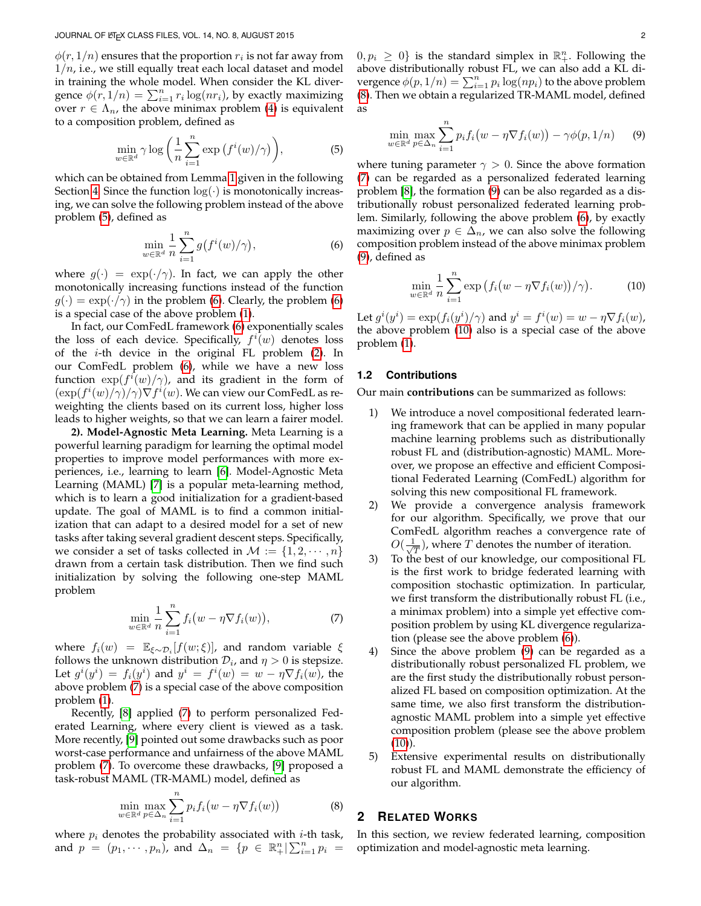$\phi(r, 1/n)$ ensures that the proportion $r_i$ is not far away from $1/n$, i.e., we still equally treat each local dataset and model in training the whole model. When consider the KL divergence $\phi(r, 1/n) = \sum_{i=1}^n r_i \log(nr_i)$, by exactly maximizing over $r \in \Lambda_n$, the above minimax problem (4) is equivalent to a composition problem, defined as

$$\min_{w\in\mathbb{R}^d} \gamma \log\Big(\frac{1}{n}\sum_{i=1}^n \exp\big(f^i(w)/\gamma\big)\Big), \tag{5}$$

which can be obtained from Lemma 1 given in the following Section 4. Since the function $\log(\cdot)$ is monotonically increasing, we can solve the following problem instead of the above problem (5), defined as

$$\min_{w\in\mathbb{R}^d} \frac{1}{n}\sum_{i=1}^n g\big(f^i(w)/\gamma\big), \tag{6}$$

where $g(\cdot) = \exp(\cdot/\gamma)$. In fact, we can apply the other monotonically increasing functions instead of the function $g(\cdot) = \exp(\cdot/\gamma)$ in the problem (6). Clearly, the problem (6) is a special case of the above problem (1).

In fact, our ComFedL framework (6) exponentially scales the loss of each device. Specifically, $f^i(w)$ denotes loss of the $i$-th device in the original FL problem (2). In our ComFedL problem (6), while we have a new loss function $\exp(f^i(w)/\gamma)$, and its gradient in the form of $(\exp(f^i(w)/\gamma)/\gamma)\nabla f^i(w)$. We can view our ComFedL as reweighting the clients based on its current loss, higher loss leads to higher weights, so that we can learn a fairer model.

**2). Model-Agnostic Meta Learning.** Meta Learning is a powerful learning paradigm for learning the optimal model properties to improve model performances with more experiences, i.e., learning to learn [6]. Model-Agnostic Meta Learning (MAML) [7] is a popular meta-learning method, which is to learn a good initialization for a gradient-based update. The goal of MAML is to find a common initialization that can adapt to a desired model for a set of new tasks after taking several gradient descent steps. Specifically, we consider a set of tasks collected in $\mathcal{M} := \{1, 2, \cdots, n\}$ drawn from a certain task distribution. Then we find such initialization by solving the following one-step MAML problem

$$\min_{w\in\mathbb{R}^d} \frac{1}{n}\sum_{i=1}^n f_i\big(w - \eta\nabla f_i(w)\big), \tag{7}$$

where $f_i(w) = \mathbb{E}_{\xi\sim\mathcal{D}_i}[f(w;\xi)]$, and random variable $\xi$ follows the unknown distribution $\mathcal{D}_i$, and $\eta > 0$ is stepsize. Let $g^i(y^i) = f_i(y^i)$ and $y^i = f^i(w) = w - \eta\nabla f_i(w)$, the above problem (7) is a special case of the above composition problem (1).

Recently, [8] applied (7) to perform personalized Federated Learning, where every client is viewed as a task. More recently, [9] pointed out some drawbacks such as poor worst-case performance and unfairness of the above MAML problem (7). To overcome these drawbacks, [9] proposed a task-robust MAML (TR-MAML) model, defined as

$$\min_{w\in\mathbb{R}^d} \max_{p\in\Delta_n} \sum_{i=1}^n p_i f_i\big(w - \eta\nabla f_i(w)\big) \tag{8}$$

where $p_i$ denotes the probability associated with $i$-th task, and $p = (p_1, \cdots, p_n)$, and $\Delta_n = \{p \in \mathbb{R}_+^n | \sum_{i=1}^n p_i = 0, p_i \geq 0\}$ is the standard simplex in $\mathbb{R}_+^n$. Following the above distributionally robust FL, we can also add a KL divergence $\phi(p, 1/n) = \sum_{i=1}^n p_i \log(np_i)$ to the above problem (8). Then we obtain a regularized TR-MAML model, defined as

$$\min_{w\in\mathbb{R}^d} \max_{p\in\Delta_n} \sum_{i=1}^n p_i f_i\big(w - \eta\nabla f_i(w)\big) - \gamma\phi(p, 1/n) \tag{9}$$

where tuning parameter $\gamma > 0$. Since the above formation (7) can be regarded as a personalized federated learning problem [8], the formation (9) can be also regarded as a distributionally robust personalized federated learning problem. Similarly, following the above problem (6), by exactly maximizing over $p \in \Delta_n$, we can also solve the following composition problem instead of the above minimax problem (9), defined as

$$\min_{w\in\mathbb{R}^d} \frac{1}{n}\sum_{i=1}^n \exp\big(f_i\big(w - \eta\nabla f_i(w)\big)/\gamma\big). \tag{10}$$

Let $g^i(y^i) = \exp(f_i(y^i)/\gamma)$ and $y^i = f^i(w) = w - \eta\nabla f_i(w)$, the above problem (10) also is a special case of the above problem (1).

### 1.2 Contributions

Our main **contributions** can be summarized as follows:

1) We introduce a novel compositional federated learning framework that can be applied in many popular machine learning problems such as distributionally robust FL and (distribution-agnostic) MAML. Moreover, we propose an effective and efficient Compositional Federated Learning (ComFedL) algorithm for solving this new compositional FL framework.
2) We provide a convergence analysis framework for our algorithm. Specifically, we prove that our ComFedL algorithm reaches a convergence rate of $O(\frac{1}{\sqrt{T}})$, where $T$ denotes the number of iteration.
3) To the best of our knowledge, our compositional FL is the first work to bridge federated learning with composition stochastic optimization. In particular, we first transform the distributionally robust FL (i.e., a minimax problem) into a simple yet effective composition problem by using KL divergence regularization (please see the above problem (6)).
4) Since the above problem (9) can be regarded as a distributionally robust personalized FL problem, we are the first study the distributionally robust personalized FL based on composition optimization. At the same time, we also first transform the distribution-agnostic MAML problem into a simple yet effective composition problem (please see the above problem (10)).
5) Extensive experimental results on distributionally robust FL and MAML demonstrate the efficiency of our algorithm.

## 2 Related Works

In this section, we review federated learning, composition optimization and model-agnostic meta learning.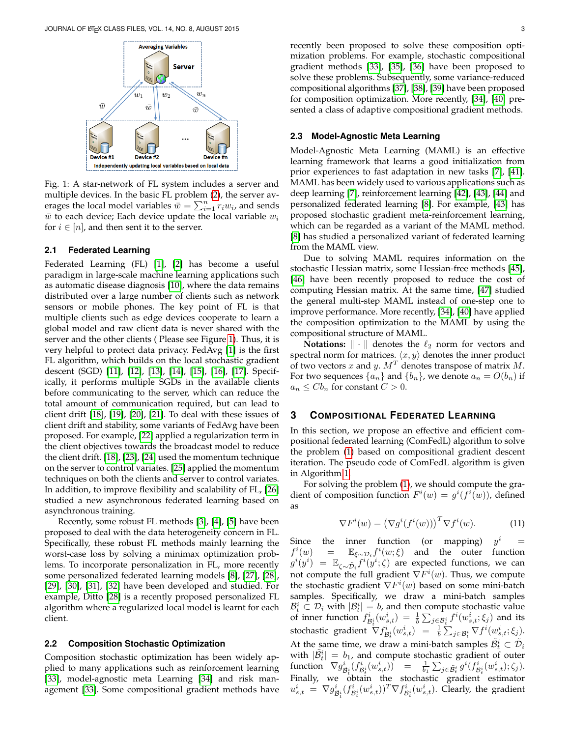Fig. 1: A star-network of FL system includes a server and multiple devices. In the basic FL problem (2), the server averages the local model variables $\bar{w} = \sum_{i=1}^n r_i w_i$, and sends $\bar{w}$ to each device; Each device update the local variable $w_i$ for $i \in [n]$, and then sent it to the server.

### 2.1 Federated Learning

Federated Learning (FL) [1], [2] has become a useful paradigm in large-scale machine learning applications such as automatic disease diagnosis [10], where the data remains distributed over a large number of clients such as network sensors or mobile phones. The key point of FL is that multiple clients such as edge devices cooperate to learn a global model and raw client data is never shared with the server and the other clients ( Please see Figure 1). Thus, it is very helpful to protect data privacy. FedAvg [1] is the first FL algorithm, which builds on the local stochastic gradient descent (SGD) [11], [12], [13], [14], [15], [16], [17]. Specifically, it performs multiple SGDs in the available clients before communicating to the server, which can reduce the total amount of communication required, but can lead to client drift [18], [19], [20], [21]. To deal with these issues of client drift and stability, some variants of FedAvg have been proposed. For example, [22] applied a regularization term in the client objectives towards the broadcast model to reduce the client drift. [18], [23], [24] used the momentum technique on the server to control variates. [25] applied the momentum techniques on both the clients and server to control variates. In addition, to improve flexibility and scalability of FL, [26] studied a new asynchronous federated learning based on asynchronous training.

Recently, some robust FL methods [3], [4], [5] have been proposed to deal with the data heterogeneity concern in FL. Specifically, these robust FL methods mainly learning the worst-case loss by solving a minimax optimization problems. To incorporate personalization in FL, more recently some personalized federated learning models [8], [27], [28], [29], [30], [31], [32] have been developed and studied. For example, Ditto [28] is a recently proposed personalized FL algorithm where a regularized local model is learnt for each client.

### 2.2 Composition Stochastic Optimization

Composition stochastic optimization has been widely applied to many applications such as reinforcement learning [33], model-agnostic meta Learning [34] and risk management [33]. Some compositional gradient methods have recently been proposed to solve these composition optimization problems. For example, stochastic compositional gradient methods [33], [35], [36] have been proposed to solve these problems. Subsequently, some variance-reduced compositional algorithms [37], [38], [39] have been proposed for composition optimization. More recently, [34], [40] presented a class of adaptive compositional gradient methods.

### 2.3 Model-Agnostic Meta Learning

Model-Agnostic Meta Learning (MAML) is an effective learning framework that learns a good initialization from prior experiences to fast adaptation in new tasks [7], [41]. MAML has been widely used to various applications such as deep learning [7], reinforcement learning [42], [43], [44] and personalized federated learning [8]. For example, [43] has proposed stochastic gradient meta-reinforcement learning, which can be regarded as a variant of the MAML method. [8] has studied a personalized variant of federated learning from the MAML view.

Due to solving MAML requires information on the stochastic Hessian matrix, some Hessian-free methods [45], [46] have been recently proposed to reduce the cost of computing Hessian matrix. At the same time, [47] studied the general multi-step MAML instead of one-step one to improve performance. More recently, [34], [40] have applied the composition optimization to the MAML by using the compositional structure of MAML.

**Notations:** $\|\cdot\|$ denotes the $\ell_2$ norm for vectors and spectral norm for matrices. $\langle x, y\rangle$ denotes the inner product of two vectors $x$ and $y$. $M^T$ denotes transpose of matrix $M$. For two sequences $\{a_n\}$ and $\{b_n\}$, we denote $a_n = O(b_n)$ if $a_n \leq C b_n$ for constant $C > 0$.

## 3 Compositional Federated Learning

In this section, we propose an effective and efficient compositional federated learning (ComFedL) algorithm to solve the problem (1) based on compositional gradient descent iteration. The pseudo code of ComFedL algorithm is given in Algorithm 1.

For solving the problem (1), we should compute the gradient of composition function $F^i(w) = g^i(f^i(w))$, defined as

$$\nabla F^i(w) = \big(\nabla g^i(f^i(w))\big)^T \nabla f^i(w). \tag{11}$$

Since the inner function (or mapping) $y^i = f^i(w) = \mathbb{E}_{\xi\sim\mathcal{D}_i} f^i(w;\xi)$ and the outer function $g^i(y^i) = \mathbb{E}_{\zeta\sim\tilde{\mathcal{D}}_i} f^i(y^i;\zeta)$ are expected functions, we can not compute the full gradient $\nabla F^i(w)$. Thus, we compute the stochastic gradient $\nabla F^i(w)$ based on some mini-batch samples. Specifically, we draw a mini-batch samples $\mathcal{B}_t^i \subset \mathcal{D}_i$ with $|\mathcal{B}_t^i| = b$, and then compute stochastic value of inner function $f^i_{\mathcal{B}_t^i}(w^i_{s,t}) = \frac{1}{b}\sum_{j\in\mathcal{B}_t^i} f^i(w^i_{s,t};\xi_j)$ and its stochastic gradient $\nabla f^i_{\mathcal{B}_t^i}(w^i_{s,t}) = \frac{1}{b}\sum_{j\in\mathcal{B}_t^i} \nabla f^i(w^i_{s,t};\xi_j)$. At the same time, we draw a mini-batch samples $\tilde{\mathcal{B}}_t^i \subset \tilde{\mathcal{D}}_i$ with $|\tilde{\mathcal{B}}_t^i| = b_1$, and compute stochastic gradient of outer function $\nabla g^i_{\tilde{\mathcal{B}}_t^i}(f^i_{\mathcal{B}_t^i}(w^i_{s,t})) = \frac{1}{b_1}\sum_{j\in\tilde{\mathcal{B}}_t^i} g^i(f^i_{\mathcal{B}_t^i}(w^i_{s,t});\zeta_j)$. Finally, we obtain the stochastic gradient estimator $u^i_{s,t} = \nabla g^i_{\tilde{\mathcal{B}}_t^i}(f^i_{\mathcal{B}_t^i}(w^i_{s,t}))^T \nabla f^i_{\mathcal{B}_t^i}(w^i_{s,t})$. Clearly, the gradient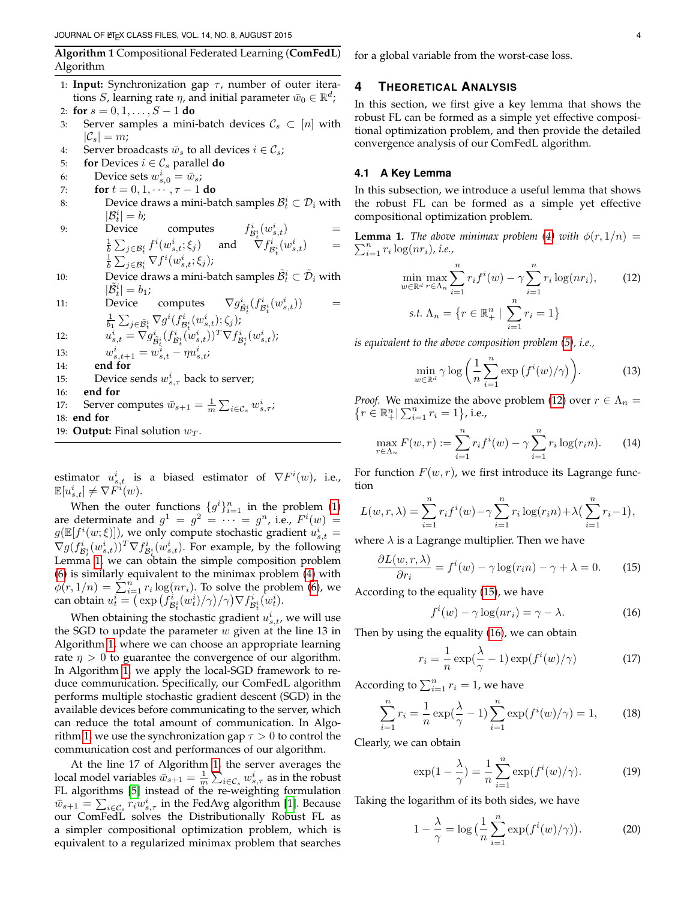**Algorithm 1** Compositional Federated Learning (**ComFedL**) Algorithm

1: **Input:** Synchronization gap $\tau$, number of outer iterations $S$, learning rate $\eta$, and initial parameter $\bar{w}_0 \in \mathbb{R}^d$;
2: **for** $s = 0, 1, \ldots, S-1$ **do**
3: Server samples a mini-batch devices $\mathcal{C}_s \subset [n]$ with $|\mathcal{C}_s| = m$;
4: Server broadcasts $\bar{w}_s$ to all devices $i \in \mathcal{C}_s$;
5: **for** Devices $i \in \mathcal{C}_s$ parallel **do**
6: Device sets $w^i_{s,0} = \bar{w}_s$;
7: **for** $t = 0, 1, \cdots, \tau - 1$ **do**
8: Device draws a mini-batch samples $\mathcal{B}^i_t \subset \mathcal{D}_i$ with $|\mathcal{B}^i_t| = b$;
9: Device computes $f^i_{\mathcal{B}^i_t}(w^i_{s,t}) = \frac{1}{b}\sum_{j\in\mathcal{B}^i_t} f^i(w^i_{s,t};\xi_j)$ and $\nabla f^i_{\mathcal{B}^i_t}(w^i_{s,t}) = \frac{1}{b}\sum_{j\in\mathcal{B}^i_t} \nabla f^i(w^i_{s,t};\xi_j)$;
10: Device draws a mini-batch samples $\tilde{\mathcal{B}}^i_t \subset \tilde{\mathcal{D}}_i$ with $|\tilde{\mathcal{B}}^i_t| = b_1$;
11: Device computes $\nabla g^i_{\tilde{\mathcal{B}}^i_t}(f^i_{\mathcal{B}^i_t}(w^i_{s,t})) = \frac{1}{b_1}\sum_{j\in\tilde{\mathcal{B}}^i_t} \nabla g^i(f^i_{\mathcal{B}^i_t}(w^i_{s,t});\zeta_j)$;
12: $u^i_{s,t} = \nabla g^i_{\tilde{\mathcal{B}}^i_t}(f^i_{\mathcal{B}^i_t}(w^i_{s,t}))^T \nabla f^i_{\mathcal{B}^i_t}(w^i_{s,t})$;
13: $w^i_{s,t+1} = w^i_{s,t} - \eta u^i_{s,t}$;
14: **end for**
15: Device sends $w^i_{s,\tau}$ back to server;
16: **end for**
17: Server computes $\bar{w}_{s+1} = \frac{1}{m}\sum_{i\in\mathcal{C}_s} w^i_{s,\tau}$;
18: **end for**
19: **Output:** Final solution $w_T$.

estimator $u^i_{s,t}$ is a biased estimator of $\nabla F^i(w)$, i.e., $\mathbb{E}[u^i_{s,t}] \neq \nabla F^i(w)$.

When the outer functions $\{g^i\}_{i=1}^n$ in the problem (1) are determinate and $g^1 = g^2 = \cdots = g^n$, i.e., $F^i(w) = g(\mathbb{E}[f^i(w;\xi)])$, we only compute stochastic gradient $u^i_{s,t} = \nabla g(f^i_{\mathcal{B}^i_t}(w^i_{s,t}))^T \nabla f^i_{\mathcal{B}^i_t}(w^i_{s,t})$. For example, by the following Lemma 1, we can obtain the simple composition problem (6) is similarly equivalent to the minimax problem (4) with $\phi(r, 1/n) = \sum_{i=1}^n r_i \log(nr_i)$. To solve the problem (6), we can obtain $u^i_t = \big(\exp\big(f^i_{\mathcal{B}^i_t}(w^i_t)/\gamma\big)/\gamma\big)\nabla f^i_{\mathcal{B}^i_t}(w^i_t)$.

When obtaining the stochastic gradient $u^i_{s,t}$, we will use the SGD to update the parameter $w$ given at the line 13 in Algorithm 1, where we can choose an appropriate learning rate $\eta > 0$ to guarantee the convergence of our algorithm. In Algorithm 1, we apply the local-SGD framework to reduce communication. Specifically, our ComFedL algorithm performs multiple stochastic gradient descent (SGD) in the available devices before communicating to the server, which can reduce the total amount of communication. In Algorithm 1, we use the synchronization gap $\tau > 0$ to control the communication cost and performances of our algorithm.

At the line 17 of Algorithm 1, the server averages the local model variables $\bar{w}_{s+1} = \frac{1}{m}\sum_{i\in\mathcal{C}_s} w^i_{s,\tau}$ as in the robust FL algorithms [5] instead of the re-weighting formulation $\bar{w}_{s+1} = \sum_{i\in\mathcal{C}_s} r_i w^i_{s,\tau}$ in the FedAvg algorithm [1]. Because our ComFedL solves the Distributionally Robust FL as a simpler compositional optimization problem, which is equivalent to a regularized minimax problem that searches for a global variable from the worst-case loss.

## 4 Theoretical Analysis

In this section, we first give a key lemma that shows the robust FL can be formed as a simple yet effective compositional optimization problem, and then provide the detailed convergence analysis of our ComFedL algorithm.

### 4.1 A Key Lemma

In this subsection, we introduce a useful lemma that shows the robust FL can be formed as a simple yet effective compositional optimization problem.

**Lemma 1.** *The above minimax problem (4) with $\phi(r, 1/n) = \sum_{i=1}^n r_i \log(nr_i)$, i.e.,*

$$\min_{w\in\mathbb{R}^d} \max_{r\in\Lambda_n} \sum_{i=1}^n r_i f^i(w) - \gamma \sum_{i=1}^n r_i \log(nr_i), \tag{12}$$
$$\text{s.t. } \Lambda_n = \big\{ r \in \mathbb{R}^n_+ \mid \sum_{i=1}^n r_i = 1 \big\}$$

*is equivalent to the above composition problem (5), i.e.,*

$$\min_{w\in\mathbb{R}^d} \gamma \log\Big(\frac{1}{n}\sum_{i=1}^n \exp\big(f^i(w)/\gamma\big)\Big). \tag{13}$$

*Proof.* We maximize the above problem (12) over $r \in \Lambda_n = \big\{ r \in \mathbb{R}^n_+ | \sum_{i=1}^n r_i = 1 \big\}$, i.e.,

$$\max_{r\in\Lambda_n} F(w, r) := \sum_{i=1}^n r_i f^i(w) - \gamma \sum_{i=1}^n r_i \log(r_i n). \tag{14}$$

For function $F(w, r)$, we first introduce its Lagrange function

$$L(w, r, \lambda) = \sum_{i=1}^n r_i f^i(w) - \gamma \sum_{i=1}^n r_i \log(r_i n) + \lambda\big(\sum_{i=1}^n r_i - 1\big),$$

where $\lambda$ is a Lagrange multiplier. Then we have

$$\frac{\partial L(w, r, \lambda)}{\partial r_i} = f^i(w) - \gamma \log(r_i n) - \gamma + \lambda = 0. \tag{15}$$

According to the equality (15), we have

$$f^i(w) - \gamma \log(nr_i) = \gamma - \lambda. \tag{16}$$

Then by using the equality (16), we can obtain

$$r_i = \frac{1}{n}\exp\big(\frac{\lambda}{\gamma} - 1\big)\exp\big(f^i(w)/\gamma\big) \tag{17}$$

According to $\sum_{i=1}^n r_i = 1$, we have

$$\sum_{i=1}^n r_i = \frac{1}{n}\exp\big(\frac{\lambda}{\gamma} - 1\big)\sum_{i=1}^n \exp\big(f^i(w)/\gamma\big) = 1, \tag{18}$$

Clearly, we can obtain

$$\exp\big(1 - \frac{\lambda}{\gamma}\big) = \frac{1}{n}\sum_{i=1}^n \exp\big(f^i(w)/\gamma\big). \tag{19}$$

Taking the logarithm of its both sides, we have

$$1 - \frac{\lambda}{\gamma} = \log\big(\frac{1}{n}\sum_{i=1}^n \exp\big(f^i(w)/\gamma\big)\big). \tag{20}$$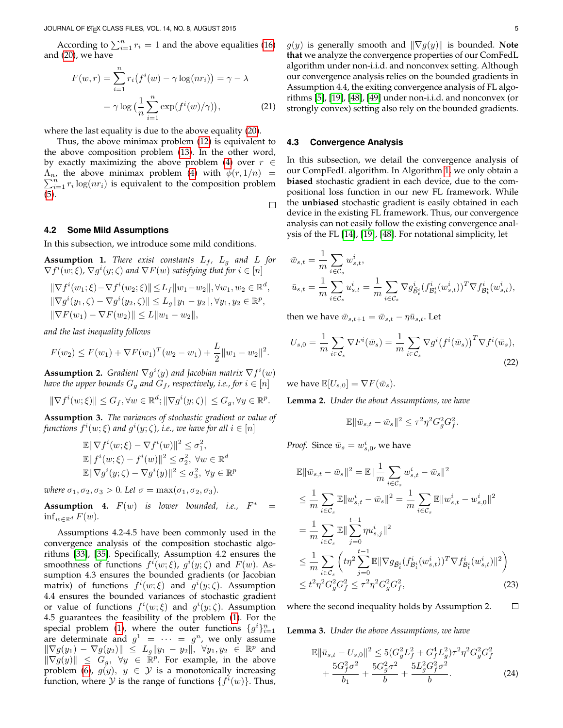According to $\sum_{i=1}^n r_i = 1$ and the above equalities (16) and (20), we have

$$
\begin{aligned}
F(w,r) &= \sum_{i=1}^n r_i\big(f^i(w) - \gamma \log(nr_i)\big) = \gamma - \lambda \\
&= \gamma \log\big(\frac{1}{n}\sum_{i=1}^n \exp(f^i(w)/\gamma)\big), \qquad (21)
\end{aligned}
$$

where the last equality is due to the above equality (20).

Thus, the above minimax problem (12) is equivalent to the above composition problem (13). In the other word, by exactly maximizing the above problem (4) over $r \in \Lambda_n$, the above minimax problem (4) with $\phi(r, 1/n) = \sum_{i=1}^n r_i \log(nr_i)$ is equivalent to the composition problem (5).

□

### 4.2 Some Mild Assumptions

In this subsection, we introduce some mild conditions.

**Assumption 1.** *There exist constants $L_f$, $L_g$ and $L$ for $\nabla f^i(w;\xi)$, $\nabla g^i(y;\zeta)$ and $\nabla F(w)$ satisfying that for $i \in [n]$*

$$
\begin{aligned}
&\|\nabla f^i(w_1;\xi) - \nabla f^i(w_2;\xi)\| \le L_f\|w_1 - w_2\|, \forall w_1, w_2 \in \mathbb{R}^d, \\
&\|\nabla g^i(y_1,\zeta) - \nabla g^i(y_2,\zeta)\| \le L_g\|y_1 - y_2\|, \forall y_1, y_2 \in \mathbb{R}^p, \\
&\|\nabla F(w_1) - \nabla F(w_2)\| \le L\|w_1 - w_2\|,
\end{aligned}
$$

*and the last inequality follows*

$$
F(w_2) \le F(w_1) + \nabla F(w_1)^T(w_2 - w_1) + \frac{L}{2}\|w_1 - w_2\|^2.
$$

**Assumption 2.** *Gradient $\nabla g^i(y)$ and Jacobian matrix $\nabla f^i(w)$ have the upper bounds $G_g$ and $G_f$, respectively, i.e., for $i \in [n]$*

$$
\|\nabla f^i(w;\xi)\| \le G_f, \forall w \in \mathbb{R}^d; \|\nabla g^i(y;\zeta)\| \le G_g, \forall y \in \mathbb{R}^p.
$$

**Assumption 3.** *The variances of stochastic gradient or value of functions $f^i(w;\xi)$ and $g^i(y;\zeta)$, i.e., we have for all $i \in [n]$*

$$
\begin{aligned}
&\mathbb{E}\|\nabla f^i(w;\xi) - \nabla f^i(w)\|^2 \le \sigma_1^2, \\
&\mathbb{E}\|f^i(w;\xi) - f^i(w)\|^2 \le \sigma_2^2, \ \forall w \in \mathbb{R}^d \\
&\mathbb{E}\|\nabla g^i(y;\zeta) - \nabla g^i(y)\|^2 \le \sigma_3^2, \ \forall y \in \mathbb{R}^p
\end{aligned}
$$

*where $\sigma_1, \sigma_2, \sigma_3 > 0$. Let $\sigma = \max(\sigma_1, \sigma_2, \sigma_3)$.*

**Assumption 4.** *$F(w)$ is lower bounded, i.e., $F^* = \inf_{w \in \mathbb{R}^d} F(w)$.*

Assumptions 4.2-4.5 have been commonly used in the convergence analysis of the composition stochastic algorithms [33], [35]. Specifically, Assumption 4.2 ensures the smoothness of functions $f^i(w;\xi)$, $g^i(y;\zeta)$ and $F(w)$. Assumption 4.3 ensures the bounded gradients (or Jacobian matrix) of functions $f^i(w;\xi)$ and $g^i(y;\zeta)$. Assumption 4.4 ensures the bounded variances of stochastic gradient or value of functions $f^i(w;\xi)$ and $g^i(y;\zeta)$. Assumption 4.5 guarantees the feasibility of the problem (1). For the special problem (1), where the outer functions $\{g^i\}_{i=1}^n$ are determinate and $g^1 = \cdots = g^n$, we only assume $\|\nabla g(y_1) - \nabla g(y_2)\| \le L_g\|y_1 - y_2\|$, $\forall y_1, y_2 \in \mathbb{R}^p$ and $\|\nabla g(y)\| \le G_g$, $\forall y \in \mathbb{R}^p$. For example, in the above problem (6), $g(y)$, $y \in \mathcal{Y}$ is a monotonically increasing function, where $\mathcal{Y}$ is the range of functions $\{f^i(w)\}$. Thus, $g(y)$ is generally smooth and $\|\nabla g(y)\|$ is bounded. **Note that** we analyze the convergence properties of our ComFedL algorithm under non-i.i.d. and nonconvex setting. Although our convergence analysis relies on the bounded gradients in Assumption 4.4, the exiting convergence analysis of FL algorithms [5], [19], [48], [49] under non-i.i.d. and nonconvex (or strongly convex) setting also rely on the bounded gradients.

### 4.3 Convergence Analysis

In this subsection, we detail the convergence analysis of our CompFedL algorithm. In Algorithm 1, we only obtain a **biased** stochastic gradient in each device, due to the compositional loss function in our new FL framework. While the **unbiased** stochastic gradient is easily obtained in each device in the existing FL framework. Thus, our convergence analysis can not easily follow the existing convergence analysis of the FL [14], [19], [48]. For notational simplicity, let

$$
\begin{aligned}
&\bar{w}_{s,t} = \frac{1}{m}\sum_{i \in \mathcal{C}_s} w^i_{s,t}, \\
&\bar{u}_{s,t} = \frac{1}{m}\sum_{i \in \mathcal{C}_s} u^i_{s,t} = \frac{1}{m}\sum_{i \in \mathcal{C}_s} \nabla g^i_{\mathcal{B}^i_t}(f^i_{\mathcal{B}^i_t}(w^i_{s,t}))^T \nabla f^i_{\mathcal{B}^i_t}(w^i_{s,t}),
\end{aligned}
$$

then we have $\bar{w}_{s,t+1} = \bar{w}_{s,t} - \eta \bar{u}_{s,t}$. Let

$$
U_{s,0} = \frac{1}{m}\sum_{i \in \mathcal{C}_s} \nabla F^i(\bar{w}_s) = \frac{1}{m}\sum_{i \in \mathcal{C}_s} \nabla g^i\big(f^i(\bar{w}_s)\big)^T \nabla f^i(\bar{w}_s), \qquad (22)
$$

we have $\mathbb{E}[U_{s,0}] = \nabla F(\bar{w}_s)$.

**Lemma 2.** *Under the about Assumptions, we have*

$$
\mathbb{E}\|\bar{w}_{s,t} - \bar{w}_s\|^2 \le \tau^2\eta^2 G_g^2 G_f^2.
$$

*Proof.* Since $\bar{w}_s = w^i_{s,0}$, we have

$$
\begin{aligned}
&\mathbb{E}\|\bar{w}_{s,t} - \bar{w}_s\|^2 = \mathbb{E}\|\frac{1}{m}\sum_{i \in \mathcal{C}_s} w^i_{s,t} - \bar{w}_s\|^2 \\
&\le \frac{1}{m}\sum_{i \in \mathcal{C}_s} \mathbb{E}\|w^i_{s,t} - \bar{w}_s\|^2 = \frac{1}{m}\sum_{i \in \mathcal{C}_s} \mathbb{E}\|w^i_{s,t} - w^i_{s,0}\|^2 \\
&= \frac{1}{m}\sum_{i \in \mathcal{C}_s} \mathbb{E}\|\sum_{j=0}^{t-1} \eta u^i_{s,j}\|^2 \\
&\le \frac{1}{m}\sum_{i \in \mathcal{C}_s} \Big(t\eta^2 \sum_{j=0}^{t-1} \mathbb{E}\|\nabla g_{\tilde{\mathcal{B}}^i_t}(f^i_{\mathcal{B}^i_t}(w^i_{s,t}))^T \nabla f^i_{\mathcal{B}^i_t}(w^i_{s,t})\|^2\Big) \\
&\le t^2\eta^2 G_g^2 G_f^2 \le \tau^2\eta^2 G_g^2 G_f^2, \qquad (23)
\end{aligned}
$$

where the second inequality holds by Assumption 2. □

**Lemma 3.** *Under the above Assumptions, we have*

$$
\begin{aligned}
\mathbb{E}\|\bar{u}_{s,t} - U_{s,0}\|^2 &\le 5(G_g^2 L_f^2 + G_f^4 L_g^2)\tau^2\eta^2 G_g^2 G_f^2 \\
&\quad + \frac{5G_f^2\sigma^2}{b_1} + \frac{5G_g^2\sigma^2}{b} + \frac{5L_g^2 G_f^2\sigma^2}{b}. \qquad (24)
\end{aligned}
$$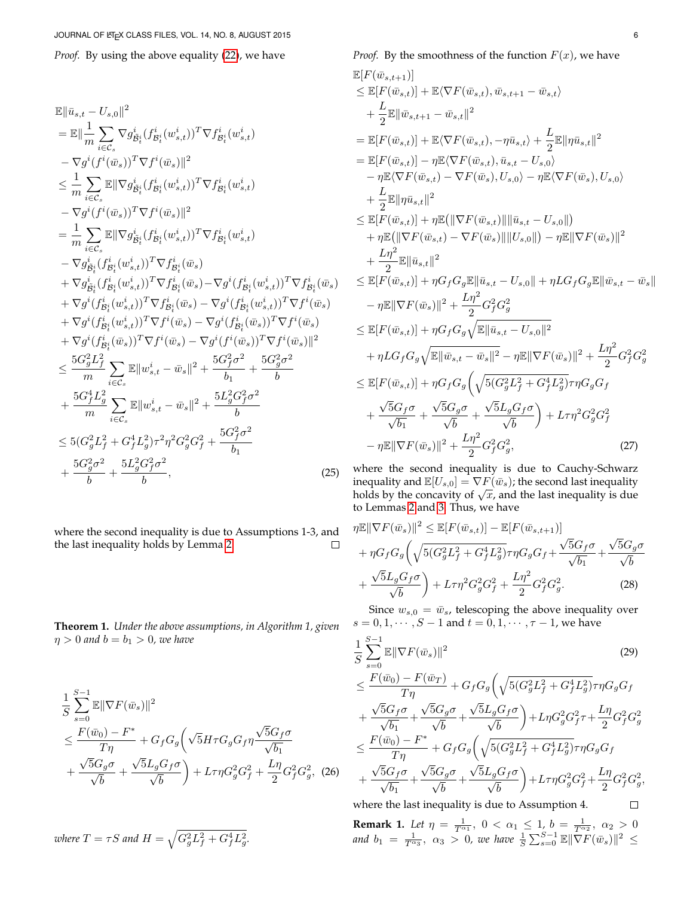*Proof.* By using the above equality (22), we have

$$
\begin{aligned}
&\mathbb{E}\|\bar{u}_{s,t} - U_{s,0}\|^2 \\
&= \mathbb{E}\|\frac{1}{m}\sum_{i\in\mathcal{C}_s} \nabla g^i_{\tilde{\mathcal{B}}^i_t}(f^i_{\mathcal{B}^i_t}(w^i_{s,t}))^T \nabla f^i_{\mathcal{B}^i_t}(w^i_{s,t}) \\
&\quad - \nabla g^i(f^i(\bar{w}_s))^T \nabla f^i(\bar{w}_s)\|^2 \\
&\le \frac{1}{m}\sum_{i\in\mathcal{C}_s} \mathbb{E}\|\nabla g^i_{\tilde{\mathcal{B}}^i_t}(f^i_{\mathcal{B}^i_t}(w^i_{s,t}))^T \nabla f^i_{\mathcal{B}^i_t}(w^i_{s,t}) \\
&\quad - \nabla g^i(f^i(\bar{w}_s))^T \nabla f^i(\bar{w}_s)\|^2 \\
&= \frac{1}{m}\sum_{i\in\mathcal{C}_s} \mathbb{E}\|\nabla g^i_{\tilde{\mathcal{B}}^i_t}(f^i_{\mathcal{B}^i_t}(w^i_{s,t}))^T \nabla f^i_{\mathcal{B}^i_t}(w^i_{s,t}) \\
&\quad - \nabla g^i_{\tilde{\mathcal{B}}^i_t}(f^i_{\mathcal{B}^i_t}(w^i_{s,t}))^T \nabla f^i_{\mathcal{B}^i_t}(\bar{w}_s) \\
&\quad + \nabla g^i_{\tilde{\mathcal{B}}^i_t}(f^i_{\mathcal{B}^i_t}(w^i_{s,t}))^T \nabla f^i_{\mathcal{B}^i_t}(\bar{w}_s) - \nabla g^i(f^i_{\mathcal{B}^i_t}(w^i_{s,t}))^T \nabla f^i_{\mathcal{B}^i_t}(\bar{w}_s) \\
&\quad + \nabla g^i(f^i_{\mathcal{B}^i_t}(w^i_{s,t}))^T \nabla f^i_{\mathcal{B}^i_t}(\bar{w}_s) - \nabla g^i(f^i_{\mathcal{B}^i_t}(w^i_{s,t}))^T \nabla f^i(\bar{w}_s) \\
&\quad + \nabla g^i(f^i_{\mathcal{B}^i_t}(w^i_{s,t}))^T \nabla f^i(\bar{w}_s) - \nabla g^i(f^i_{\mathcal{B}^i_t}(\bar{w}_s))^T \nabla f^i(\bar{w}_s) \\
&\quad + \nabla g^i(f^i_{\mathcal{B}^i_t}(\bar{w}_s))^T \nabla f^i(\bar{w}_s) - \nabla g^i(f^i(\bar{w}_s))^T \nabla f^i(\bar{w}_s)\|^2 \\
&\le \frac{5G_g^2L_f^2}{m}\sum_{i\in\mathcal{C}_s} \mathbb{E}\|w^i_{s,t} - \bar{w}_s\|^2 + \frac{5G_f^2\sigma^2}{b_1} + \frac{5G_g^2\sigma^2}{b} \\
&\quad + \frac{5G_f^4L_g^2}{m}\sum_{i\in\mathcal{C}_s} \mathbb{E}\|w^i_{s,t} - \bar{w}_s\|^2 + \frac{5L_g^2G_f^2\sigma^2}{b} \\
&\le 5(G_g^2L_f^2 + G_f^4L_g^2)\tau^2\eta^2G_g^2G_f^2 + \frac{5G_f^2\sigma^2}{b_1} \\
&\quad + \frac{5G_g^2\sigma^2}{b} + \frac{5L_g^2G_f^2\sigma^2}{b},
\end{aligned}
\tag{25}
$$

where the second inequality is due to Assumptions 1-3, and the last inequality holds by Lemma 2. □

**Theorem 1.** *Under the above assumptions, in Algorithm 1, given $\eta > 0$ and $b = b_1 > 0$, we have*

$$
\begin{aligned}
&\frac{1}{S}\sum_{s=0}^{S-1} \mathbb{E}\|\nabla F(\bar{w}_s)\|^2 \\
&\le \frac{F(\bar{w}_0) - F^*}{T\eta} + G_fG_g\Big(\sqrt{5}H\tau G_gG_f\eta \frac{\sqrt{5}G_f\sigma}{\sqrt{b_1}} \\
&\quad + \frac{\sqrt{5}G_g\sigma}{\sqrt{b}} + \frac{\sqrt{5}L_gG_f\sigma}{\sqrt{b}}\Big) + L\tau\eta G_g^2G_f^2 + \frac{L\eta}{2}G_f^2G_g^2,
\end{aligned}
\tag{26}
$$

*where $T = \tau S$ and $H = \sqrt{G_g^2L_f^2 + G_f^4L_g^2}$.*

*Proof.* By the smoothness of the function $F(x)$, we have

$$
\begin{aligned}
&\mathbb{E}[F(\bar{w}_{s,t+1})] \\
&\le \mathbb{E}[F(\bar{w}_{s,t})] + \mathbb{E}\langle\nabla F(\bar{w}_{s,t}), \bar{w}_{s,t+1} - \bar{w}_{s,t}\rangle \\
&\quad + \frac{L}{2}\mathbb{E}\|\bar{w}_{s,t+1} - \bar{w}_{s,t}\|^2 \\
&= \mathbb{E}[F(\bar{w}_{s,t})] + \mathbb{E}\langle\nabla F(\bar{w}_{s,t}), -\eta\bar{u}_{s,t}\rangle + \frac{L}{2}\mathbb{E}\|\eta\bar{u}_{s,t}\|^2 \\
&= \mathbb{E}[F(\bar{w}_{s,t})] - \eta\mathbb{E}\langle\nabla F(\bar{w}_{s,t}), \bar{u}_{s,t} - U_{s,0}\rangle \\
&\quad - \eta\mathbb{E}\langle\nabla F(\bar{w}_{s,t}) - \nabla F(\bar{w}_s), U_{s,0}\rangle - \eta\mathbb{E}\langle\nabla F(\bar{w}_s), U_{s,0}\rangle \\
&\quad + \frac{L}{2}\mathbb{E}\|\eta\bar{u}_{s,t}\|^2 \\
&\le \mathbb{E}[F(\bar{w}_{s,t})] + \eta\mathbb{E}\big(\|\nabla F(\bar{w}_{s,t})\|\|\bar{u}_{s,t} - U_{s,0}\|\big) \\
&\quad + \eta\mathbb{E}\big(\|\nabla F(\bar{w}_{s,t}) - \nabla F(\bar{w}_s)\|\|U_{s,0}\|\big) - \eta\mathbb{E}\|\nabla F(\bar{w}_s)\|^2 \\
&\quad + \frac{L\eta^2}{2}\mathbb{E}\|\bar{u}_{s,t}\|^2 \\
&\le \mathbb{E}[F(\bar{w}_{s,t})] + \eta G_fG_g\mathbb{E}\|\bar{u}_{s,t} - U_{s,0}\| + \eta LG_fG_g\mathbb{E}\|\bar{w}_{s,t} - \bar{w}_s\| \\
&\quad - \eta\mathbb{E}\|\nabla F(\bar{w}_s)\|^2 + \frac{L\eta^2}{2}G_f^2G_g^2 \\
&\le \mathbb{E}[F(\bar{w}_{s,t})] + \eta G_fG_g\sqrt{\mathbb{E}\|\bar{u}_{s,t} - U_{s,0}\|^2} \\
&\quad + \eta LG_fG_g\sqrt{\mathbb{E}\|\bar{w}_{s,t} - \bar{w}_s\|^2} - \eta\mathbb{E}\|\nabla F(\bar{w}_s)\|^2 + \frac{L\eta^2}{2}G_f^2G_g^2 \\
&\le \mathbb{E}[F(\bar{w}_{s,t})] + \eta G_fG_g\Big(\sqrt{5(G_g^2L_f^2 + G_f^4L_g^2)}\tau\eta G_gG_f \\
&\quad + \frac{\sqrt{5}G_f\sigma}{\sqrt{b_1}} + \frac{\sqrt{5}G_g\sigma}{\sqrt{b}} + \frac{\sqrt{5}L_gG_f\sigma}{\sqrt{b}}\Big) + L\tau\eta^2G_g^2G_f^2 \\
&\quad - \eta\mathbb{E}\|\nabla F(\bar{w}_s)\|^2 + \frac{L\eta^2}{2}G_f^2G_g^2,
\end{aligned}
\tag{27}
$$

where the second inequality is due to Cauchy-Schwarz inequality and $\mathbb{E}[U_{s,0}] = \nabla F(\bar{w}_s)$; the second last inequality holds by the concavity of $\sqrt{x}$, and the last inequality is due to Lemmas 2 and 3. Thus, we have

$$
\begin{aligned}
&\eta\mathbb{E}\|\nabla F(\bar{w}_s)\|^2 \le \mathbb{E}[F(\bar{w}_{s,t})] - \mathbb{E}[F(\bar{w}_{s,t+1})] \\
&\quad + \eta G_fG_g\Big(\sqrt{5(G_g^2L_f^2 + G_f^4L_g^2)}\tau\eta G_gG_f + \frac{\sqrt{5}G_f\sigma}{\sqrt{b_1}} + \frac{\sqrt{5}G_g\sigma}{\sqrt{b}} \\
&\quad + \frac{\sqrt{5}L_gG_f\sigma}{\sqrt{b}}\Big) + L\tau\eta^2G_g^2G_f^2 + \frac{L\eta^2}{2}G_f^2G_g^2.
\end{aligned}
\tag{28}
$$

Since $w_{s,0} = \bar{w}_s$, telescoping the above inequality over $s = 0, 1, \cdots, S-1$ and $t = 0, 1, \cdots, \tau - 1$, we have

$$
\begin{aligned}
&\frac{1}{S}\sum_{s=0}^{S-1} \mathbb{E}\|\nabla F(\bar{w}_s)\|^2 \\
&\le \frac{F(\bar{w}_0) - F(\bar{w}_T)}{T\eta} + G_fG_g\Big(\sqrt{5(G_g^2L_f^2 + G_f^4L_g^2)}\tau\eta G_gG_f \\
&\quad + \frac{\sqrt{5}G_f\sigma}{\sqrt{b_1}} + \frac{\sqrt{5}G_g\sigma}{\sqrt{b}} + \frac{\sqrt{5}L_gG_f\sigma}{\sqrt{b}}\Big) + L\eta G_g^2G_f^2\tau + \frac{L\eta}{2}G_f^2G_g^2 \\
&\le \frac{F(\bar{w}_0) - F^*}{T\eta} + G_fG_g\Big(\sqrt{5(G_g^2L_f^2 + G_f^4L_g^2)}\tau\eta G_gG_f \\
&\quad + \frac{\sqrt{5}G_f\sigma}{\sqrt{b_1}} + \frac{\sqrt{5}G_g\sigma}{\sqrt{b}} + \frac{\sqrt{5}L_gG_f\sigma}{\sqrt{b}}\Big) + L\tau\eta G_g^2G_f^2 + \frac{L\eta}{2}G_f^2G_g^2,
\end{aligned}
\tag{29}
$$

where the last inequality is due to Assumption 4. □

**Remark 1.** *Let $\eta = \frac{1}{T^{\alpha_1}}$, $0 < \alpha_1 \le 1$, $b = \frac{1}{T^{\alpha_2}}$, $\alpha_2 > 0$ and $b_1 = \frac{1}{T^{\alpha_3}}$, $\alpha_3 > 0$, we have $\frac{1}{S}\sum_{s=0}^{S-1}\mathbb{E}\|\nabla F(\bar{w}_s)\|^2 \le$*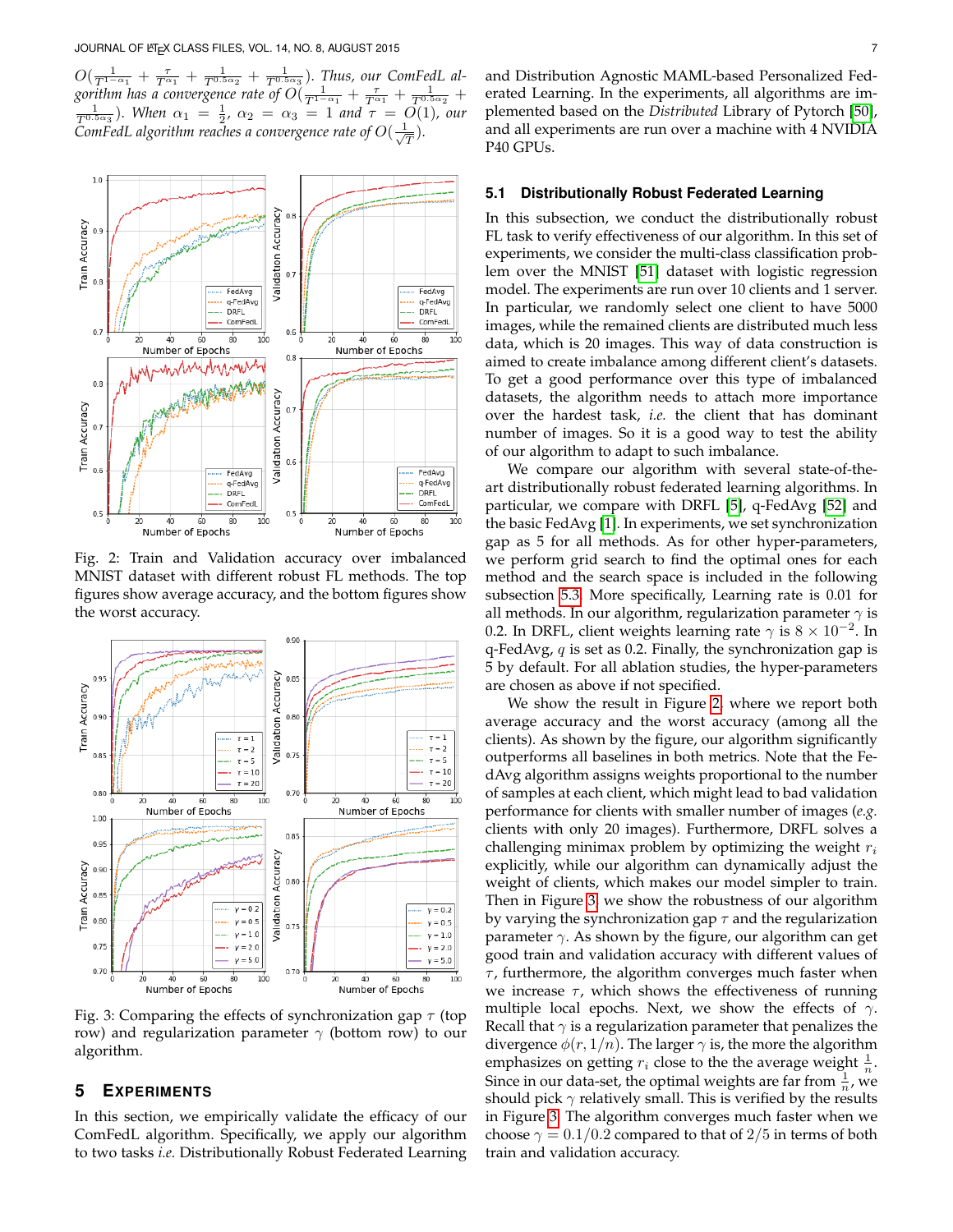$O(\frac{1}{T^{1-\alpha_1}} + \frac{\tau}{T^{\alpha_1}} + \frac{1}{T^{0.5\alpha_2}} + \frac{1}{T^{0.5\alpha_3}})$. *Thus, our ComFedL algorithm has a convergence rate of* $O(\frac{1}{T^{1-\alpha_1}} + \frac{\tau}{T^{\alpha_1}} + \frac{1}{T^{0.5\alpha_2}} + \frac{1}{T^{0.5\alpha_3}})$. *When* $\alpha_1 = \frac{1}{2}$, $\alpha_2 = \alpha_3 = 1$ *and* $\tau = O(1)$, *our ComFedL algorithm reaches a convergence rate of* $O(\frac{1}{\sqrt{T}})$.

Fig. 2: Train and Validation accuracy over imbalanced MNIST dataset with different robust FL methods. The top figures show average accuracy, and the bottom figures show the worst accuracy.

Fig. 3: Comparing the effects of synchronization gap $\tau$ (top row) and regularization parameter $\gamma$ (bottom row) to our algorithm.

# 5 Experiments

In this section, we empirically validate the efficacy of our ComFedL algorithm. Specifically, we apply our algorithm to two tasks *i.e.* Distributionally Robust Federated Learning and Distribution Agnostic MAML-based Personalized Federated Learning. In the experiments, all algorithms are implemented based on the *Distributed* Library of Pytorch [50], and all experiments are run over a machine with 4 NVIDIA P40 GPUs.

## 5.1 Distributionally Robust Federated Learning

In this subsection, we conduct the distributionally robust FL task to verify effectiveness of our algorithm. In this set of experiments, we consider the multi-class classification problem over the MNIST [51] dataset with logistic regression model. The experiments are run over 10 clients and 1 server. In particular, we randomly select one client to have 5000 images, while the remained clients are distributed much less data, which is 20 images. This way of data construction is aimed to create imbalance among different client's datasets. To get a good performance over this type of imbalanced datasets, the algorithm needs to attach more importance over the hardest task, *i.e.* the client that has dominant number of images. So it is a good way to test the ability of our algorithm to adapt to such imbalance.

We compare our algorithm with several state-of-the-art distributionally robust federated learning algorithms. In particular, we compare with DRFL [5], q-FedAvg [52] and the basic FedAvg [1]. In experiments, we set synchronization gap as 5 for all methods. As for other hyper-parameters, we perform grid search to find the optimal ones for each method and the search space is included in the following subsection 5.3. More specifically, Learning rate is 0.01 for all methods. In our algorithm, regularization parameter $\gamma$ is 0.2. In DRFL, client weights learning rate $\gamma$ is $8 \times 10^{-2}$. In q-FedAvg, $q$ is set as 0.2. Finally, the synchronization gap is 5 by default. For all ablation studies, the hyper-parameters are chosen as above if not specified.

We show the result in Figure 2, where we report both average accuracy and the worst accuracy (among all the clients). As shown by the figure, our algorithm significantly outperforms all baselines in both metrics. Note that the FedAvg algorithm assigns weights proportional to the number of samples at each client, which might lead to bad validation performance for clients with smaller number of images (*e.g.* clients with only 20 images). Furthermore, DRFL solves a challenging minimax problem by optimizing the weight $r_i$ explicitly, while our algorithm can dynamically adjust the weight of clients, which makes our model simpler to train. Then in Figure 3, we show the robustness of our algorithm by varying the synchronization gap $\tau$ and the regularization parameter $\gamma$. As shown by the figure, our algorithm can get good train and validation accuracy with different values of $\tau$, furthermore, the algorithm converges much faster when we increase $\tau$, which shows the effectiveness of running multiple local epochs. Next, we show the effects of $\gamma$. Recall that $\gamma$ is a regularization parameter that penalizes the divergence $\phi(r, 1/n)$. The larger $\gamma$ is, the more the algorithm emphasizes on getting $r_i$ close to the the average weight $\frac{1}{n}$. Since in our data-set, the optimal weights are far from $\frac{1}{n}$, we should pick $\gamma$ relatively small. This is verified by the results in Figure 3. The algorithm converges much faster when we choose $\gamma = 0.1/0.2$ compared to that of $2/5$ in terms of both train and validation accuracy.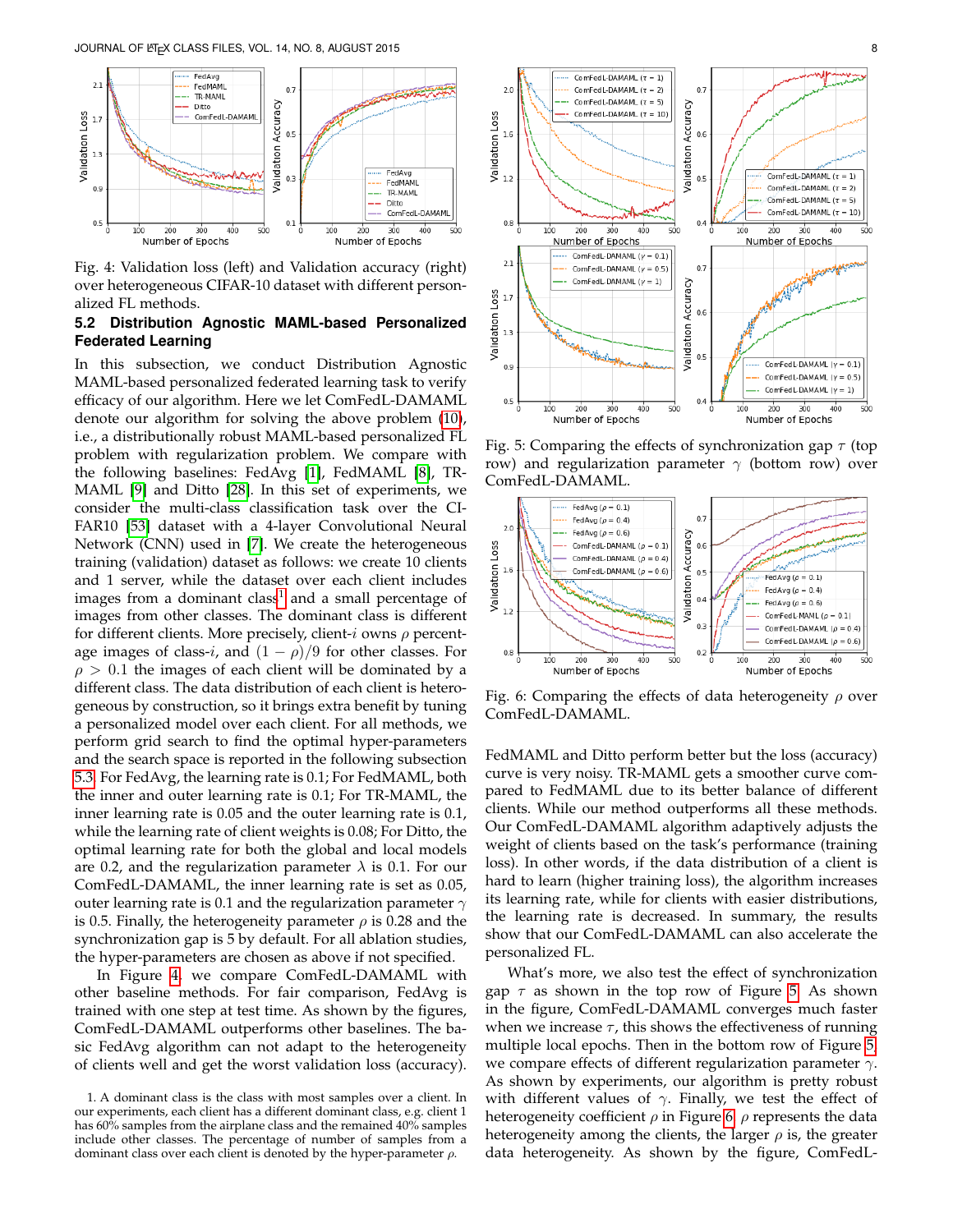Fig. 4: Validation loss (left) and Validation accuracy (right) over heterogeneous CIFAR-10 dataset with different personalized FL methods.

### 5.2 Distribution Agnostic MAML-based Personalized Federated Learning

In this subsection, we conduct Distribution Agnostic MAML-based personalized federated learning task to verify efficacy of our algorithm. Here we let ComFedL-DAMAML denote our algorithm for solving the above problem (10), i.e., a distributionally robust MAML-based personalized FL problem with regularization problem. We compare with the following baselines: FedAvg [1], FedMAML [8], TR-MAML [9] and Ditto [28]. In this set of experiments, we consider the multi-class classification task over the CIFAR10 [53] dataset with a 4-layer Convolutional Neural Network (CNN) used in [7]. We create the heterogeneous training (validation) dataset as follows: we create 10 clients and 1 server, while the dataset over each client includes images from a dominant class[1] and a small percentage of images from other classes. The dominant class is different for different clients. More precisely, client-$i$ owns $\rho$ percentage images of class-$i$, and $(1-\rho)/9$ for other classes. For $\rho > 0.1$ the images of each client will be dominated by a different class. The data distribution of each client is heterogeneous by construction, so it brings extra benefit by tuning a personalized model over each client. For all methods, we perform grid search to find the optimal hyper-parameters and the search space is reported in the following subsection 5.3. For FedAvg, the learning rate is 0.1; For FedMAML, both the inner and outer learning rate is 0.1; For TR-MAML, the inner learning rate is 0.05 and the outer learning rate is 0.1, while the learning rate of client weights is 0.08; For Ditto, the optimal learning rate for both the global and local models are 0.2, and the regularization parameter $\lambda$ is 0.1. For our ComFedL-DAMAML, the inner learning rate is set as 0.05, outer learning rate is 0.1 and the regularization parameter $\gamma$ is 0.5. Finally, the heterogeneity parameter $\rho$ is 0.28 and the synchronization gap is 5 by default. For all ablation studies, the hyper-parameters are chosen as above if not specified.

In Figure 4, we compare ComFedL-DAMAML with other baseline methods. For fair comparison, FedAvg is trained with one step at test time. As shown by the figures, ComFedL-DAMAML outperforms other baselines. The basic FedAvg algorithm can not adapt to the heterogeneity of clients well and get the worst validation loss (accuracy). FedMAML and Ditto perform better but the loss (accuracy) curve is very noisy. TR-MAML gets a smoother curve compared to FedMAML due to its better balance of different clients. While our method outperforms all these methods. Our ComFedL-DAMAML algorithm adaptively adjusts the weight of clients based on the task's performance (training loss). In other words, if the data distribution of a client is hard to learn (higher training loss), the algorithm increases its learning rate, while for clients with easier distributions, the learning rate is decreased. In summary, the results show that our ComFedL-DAMAML can also accelerate the personalized FL.

What's more, we also test the effect of synchronization gap $\tau$ as shown in the top row of Figure 5. As shown in the figure, ComFedL-DAMAML converges much faster when we increase $\tau$, this shows the effectiveness of running multiple local epochs. Then in the bottom row of Figure 5, we compare effects of different regularization parameter $\gamma$. As shown by experiments, our algorithm is pretty robust with different values of $\gamma$. Finally, we test the effect of heterogeneity coefficient $\rho$ in Figure 6. $\rho$ represents the data heterogeneity among the clients, the larger $\rho$ is, the greater data heterogeneity. As shown by the figure, ComFedL-

Fig. 5: Comparing the effects of synchronization gap $\tau$ (top row) and regularization parameter $\gamma$ (bottom row) over ComFedL-DAMAML.

Fig. 6: Comparing the effects of data heterogeneity $\rho$ over ComFedL-DAMAML.

1. A dominant class is the class with most samples over a client. In our experiments, each client has a different dominant class, e.g. client 1 has 60% samples from the airplane class and the remained 40% samples include other classes. The percentage of number of samples from a dominant class over each client is denoted by the hyper-parameter $\rho$.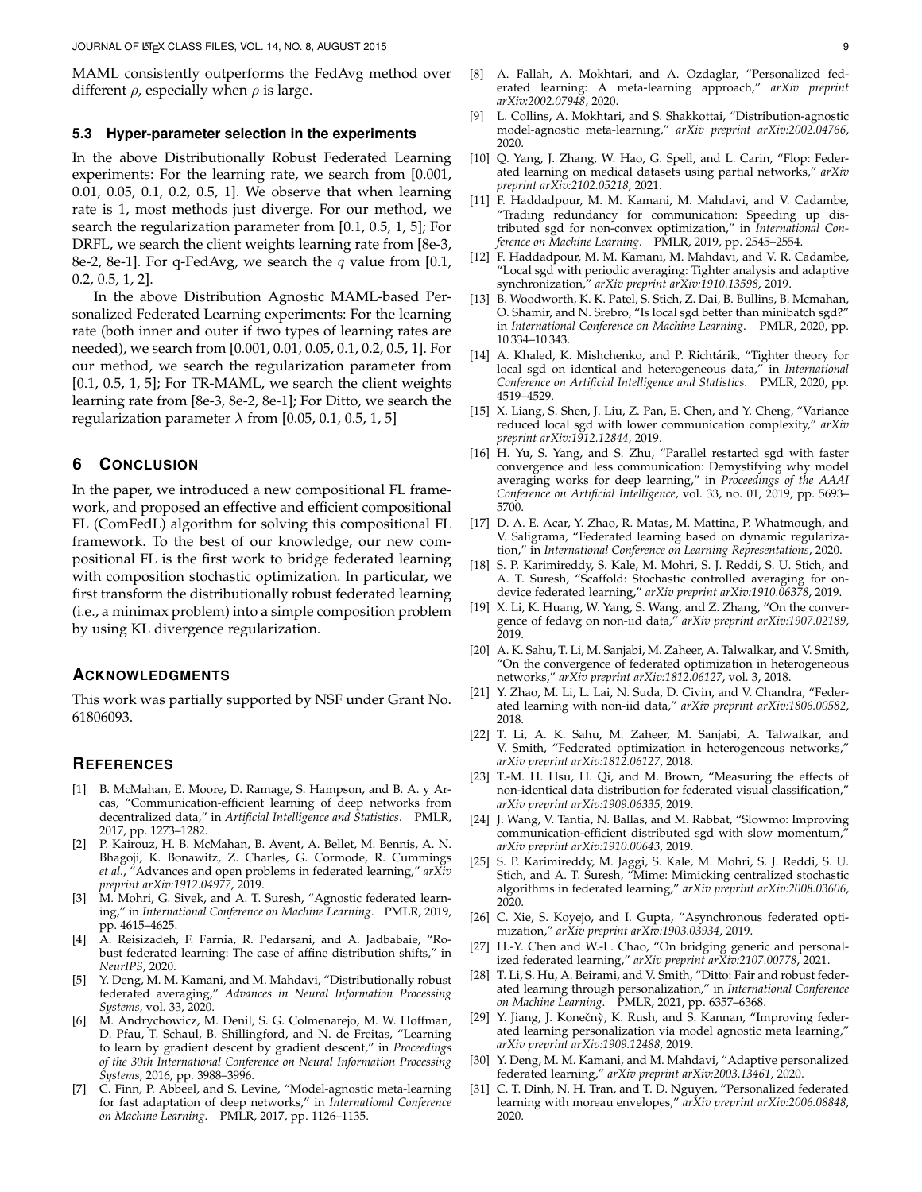MAML consistently outperforms the FedAvg method over different $\rho$, especially when $\rho$ is large.

### 5.3 Hyper-parameter selection in the experiments

In the above Distributionally Robust Federated Learning experiments: For the learning rate, we search from [0.001, 0.01, 0.05, 0.1, 0.2, 0.5, 1]. We observe that when learning rate is 1, most methods just diverge. For our method, we search the regularization parameter from [0.1, 0.5, 1, 5]; For DRFL, we search the client weights learning rate from [8e-3, 8e-2, 8e-1]. For q-FedAvg, we search the $q$ value from [0.1, 0.2, 0.5, 1, 2].

In the above Distribution Agnostic MAML-based Personalized Federated Learning experiments: For the learning rate (both inner and outer if two types of learning rates are needed), we search from [0.001, 0.01, 0.05, 0.1, 0.2, 0.5, 1]. For our method, we search the regularization parameter from [0.1, 0.5, 1, 5]; For TR-MAML, we search the client weights learning rate from [8e-3, 8e-2, 8e-1]; For Ditto, we search the regularization parameter $\lambda$ from [0.05, 0.1, 0.5, 1, 5]

## 6 Conclusion

In the paper, we introduced a new compositional FL framework, and proposed an effective and efficient compositional FL (ComFedL) algorithm for solving this compositional FL framework. To the best of our knowledge, our new compositional FL is the first work to bridge federated learning with composition stochastic optimization. In particular, we first transform the distributionally robust federated learning (i.e., a minimax problem) into a simple composition problem by using KL divergence regularization.

## Acknowledgments

This work was partially supported by NSF under Grant No. 61806093.

## References

[1] B. McMahan, E. Moore, D. Ramage, S. Hampson, and B. A. y Arcas, "Communication-efficient learning of deep networks from decentralized data," in *Artificial Intelligence and Statistics*. PMLR, 2017, pp. 1273–1282.

[2] P. Kairouz, H. B. McMahan, B. Avent, A. Bellet, M. Bennis, A. N. Bhagoji, K. Bonawitz, Z. Charles, G. Cormode, R. Cummings *et al.*, "Advances and open problems in federated learning," *arXiv preprint arXiv:1912.04977*, 2019.

[3] M. Mohri, G. Sivek, and A. T. Suresh, "Agnostic federated learning," in *International Conference on Machine Learning*. PMLR, 2019, pp. 4615–4625.

[4] A. Reisizadeh, F. Farnia, R. Pedarsani, and A. Jadbabaie, "Robust federated learning: The case of affine distribution shifts," in *NeurIPS*, 2020.

[5] Y. Deng, M. M. Kamani, and M. Mahdavi, "Distributionally robust federated averaging," *Advances in Neural Information Processing Systems*, vol. 33, 2020.

[6] M. Andrychowicz, M. Denil, S. G. Colmenarejo, M. W. Hoffman, D. Pfau, T. Schaul, B. Shillingford, and N. de Freitas, "Learning to learn by gradient descent by gradient descent," in *Proceedings of the 30th International Conference on Neural Information Processing Systems*, 2016, pp. 3988–3996.

[7] C. Finn, P. Abbeel, and S. Levine, "Model-agnostic meta-learning for fast adaptation of deep networks," in *International Conference on Machine Learning*. PMLR, 2017, pp. 1126–1135.

[8] A. Fallah, A. Mokhtari, and A. Ozdaglar, "Personalized federated learning: A meta-learning approach," *arXiv preprint arXiv:2002.07948*, 2020.

[9] L. Collins, A. Mokhtari, and S. Shakkottai, "Distribution-agnostic model-agnostic meta-learning," *arXiv preprint arXiv:2002.04766*, 2020.

[10] Q. Yang, J. Zhang, W. Hao, G. Spell, and L. Carin, "Flop: Federated learning on medical datasets using partial networks," *arXiv preprint arXiv:2102.05218*, 2021.

[11] F. Haddadpour, M. M. Kamani, M. Mahdavi, and V. Cadambe, "Trading redundancy for communication: Speeding up distributed sgd for non-convex optimization," in *International Conference on Machine Learning*. PMLR, 2019, pp. 2545–2554.

[12] F. Haddadpour, M. M. Kamani, M. Mahdavi, and V. R. Cadambe, "Local sgd with periodic averaging: Tighter analysis and adaptive synchronization," *arXiv preprint arXiv:1910.13598*, 2019.

[13] B. Woodworth, K. K. Patel, S. Stich, Z. Dai, B. Bullins, B. Mcmahan, O. Shamir, and N. Srebro, "Is local sgd better than minibatch sgd?" in *International Conference on Machine Learning*. PMLR, 2020, pp. 10 334–10 343.

[14] A. Khaled, K. Mishchenko, and P. Richtárik, "Tighter theory for local sgd on identical and heterogeneous data," in *International Conference on Artificial Intelligence and Statistics*. PMLR, 2020, pp. 4519–4529.

[15] X. Liang, S. Shen, J. Liu, Z. Pan, E. Chen, and Y. Cheng, "Variance reduced local sgd with lower communication complexity," *arXiv preprint arXiv:1912.12844*, 2019.

[16] H. Yu, S. Yang, and S. Zhu, "Parallel restarted sgd with faster convergence and less communication: Demystifying why model averaging works for deep learning," in *Proceedings of the AAAI Conference on Artificial Intelligence*, vol. 33, no. 01, 2019, pp. 5693–5700.

[17] D. A. E. Acar, Y. Zhao, R. Matas, M. Mattina, P. Whatmough, and V. Saligrama, "Federated learning based on dynamic regularization," in *International Conference on Learning Representations*, 2020.

[18] S. P. Karimireddy, S. Kale, M. Mohri, S. J. Reddi, S. U. Stich, and A. T. Suresh, "Scaffold: Stochastic controlled averaging for on-device federated learning," *arXiv preprint arXiv:1910.06378*, 2019.

[19] X. Li, K. Huang, W. Yang, S. Wang, and Z. Zhang, "On the convergence of fedavg on non-iid data," *arXiv preprint arXiv:1907.02189*, 2019.

[20] A. K. Sahu, T. Li, M. Sanjabi, M. Zaheer, A. Talwalkar, and V. Smith, "On the convergence of federated optimization in heterogeneous networks," *arXiv preprint arXiv:1812.06127*, vol. 3, 2018.

[21] Y. Zhao, M. Li, L. Lai, N. Suda, D. Civin, and V. Chandra, "Federated learning with non-iid data," *arXiv preprint arXiv:1806.00582*, 2018.

[22] T. Li, A. K. Sahu, M. Zaheer, M. Sanjabi, A. Talwalkar, and V. Smith, "Federated optimization in heterogeneous networks," *arXiv preprint arXiv:1812.06127*, 2018.

[23] T.-M. H. Hsu, H. Qi, and M. Brown, "Measuring the effects of non-identical data distribution for federated visual classification," *arXiv preprint arXiv:1909.06335*, 2019.

[24] J. Wang, V. Tantia, N. Ballas, and M. Rabbat, "Slowmo: Improving communication-efficient distributed sgd with slow momentum," *arXiv preprint arXiv:1910.00643*, 2019.

[25] S. P. Karimireddy, M. Jaggi, S. Kale, M. Mohri, S. J. Reddi, S. U. Stich, and A. T. Suresh, "Mime: Mimicking centralized stochastic algorithms in federated learning," *arXiv preprint arXiv:2008.03606*, 2020.

[26] C. Xie, S. Koyejo, and I. Gupta, "Asynchronous federated optimization," *arXiv preprint arXiv:1903.03934*, 2019.

[27] H.-Y. Chen and W.-L. Chao, "On bridging generic and personalized federated learning," *arXiv preprint arXiv:2107.00778*, 2021.

[28] T. Li, S. Hu, A. Beirami, and V. Smith, "Ditto: Fair and robust federated learning through personalization," in *International Conference on Machine Learning*. PMLR, 2021, pp. 6357–6368.

[29] Y. Jiang, J. Konečnỳ, K. Rush, and S. Kannan, "Improving federated learning personalization via model agnostic meta learning," *arXiv preprint arXiv:1909.12488*, 2019.

[30] Y. Deng, M. M. Kamani, and M. Mahdavi, "Adaptive personalized federated learning," *arXiv preprint arXiv:2003.13461*, 2020.

[31] C. T. Dinh, N. H. Tran, and T. D. Nguyen, "Personalized federated learning with moreau envelopes," *arXiv preprint arXiv:2006.08848*, 2020.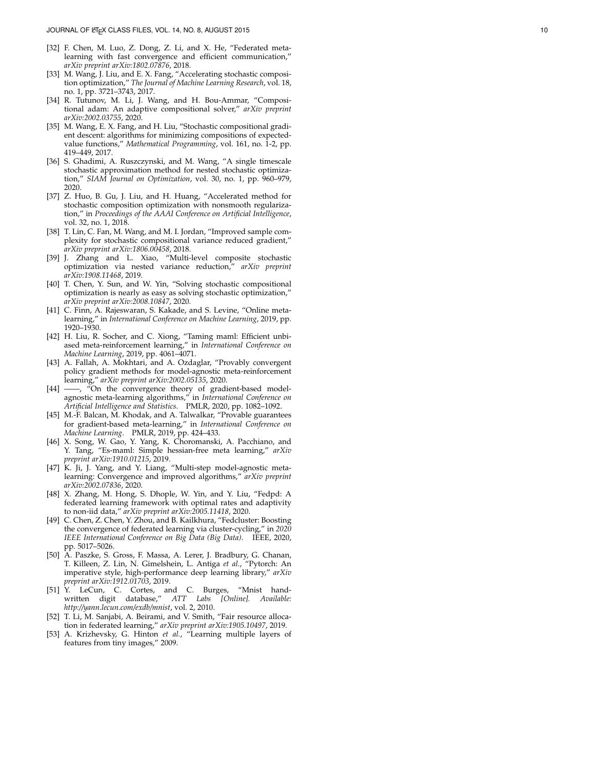[32] F. Chen, M. Luo, Z. Dong, Z. Li, and X. He, "Federated meta-learning with fast convergence and efficient communication," *arXiv preprint arXiv:1802.07876*, 2018.

[33] M. Wang, J. Liu, and E. X. Fang, "Accelerating stochastic composition optimization," *The Journal of Machine Learning Research*, vol. 18, no. 1, pp. 3721–3743, 2017.

[34] R. Tutunov, M. Li, J. Wang, and H. Bou-Ammar, "Compositional adam: An adaptive compositional solver," *arXiv preprint arXiv:2002.03755*, 2020.

[35] M. Wang, E. X. Fang, and H. Liu, "Stochastic compositional gradient descent: algorithms for minimizing compositions of expected-value functions," *Mathematical Programming*, vol. 161, no. 1-2, pp. 419–449, 2017.

[36] S. Ghadimi, A. Ruszczynski, and M. Wang, "A single timescale stochastic approximation method for nested stochastic optimization," *SIAM Journal on Optimization*, vol. 30, no. 1, pp. 960–979, 2020.

[37] Z. Huo, B. Gu, J. Liu, and H. Huang, "Accelerated method for stochastic composition optimization with nonsmooth regularization," in *Proceedings of the AAAI Conference on Artificial Intelligence*, vol. 32, no. 1, 2018.

[38] T. Lin, C. Fan, M. Wang, and M. I. Jordan, "Improved sample complexity for stochastic compositional variance reduced gradient," *arXiv preprint arXiv:1806.00458*, 2018.

[39] J. Zhang and L. Xiao, "Multi-level composite stochastic optimization via nested variance reduction," *arXiv preprint arXiv:1908.11468*, 2019.

[40] T. Chen, Y. Sun, and W. Yin, "Solving stochastic compositional optimization is nearly as easy as solving stochastic optimization," *arXiv preprint arXiv:2008.10847*, 2020.

[41] C. Finn, A. Rajeswaran, S. Kakade, and S. Levine, "Online meta-learning," in *International Conference on Machine Learning*, 2019, pp. 1920–1930.

[42] H. Liu, R. Socher, and C. Xiong, "Taming maml: Efficient unbiased meta-reinforcement learning," in *International Conference on Machine Learning*, 2019, pp. 4061–4071.

[43] A. Fallah, A. Mokhtari, and A. Ozdaglar, "Provably convergent policy gradient methods for model-agnostic meta-reinforcement learning," *arXiv preprint arXiv:2002.05135*, 2020.

[44] ——, "On the convergence theory of gradient-based model-agnostic meta-learning algorithms," in *International Conference on Artificial Intelligence and Statistics*. PMLR, 2020, pp. 1082–1092.

[45] M.-F. Balcan, M. Khodak, and A. Talwalkar, "Provable guarantees for gradient-based meta-learning," in *International Conference on Machine Learning*. PMLR, 2019, pp. 424–433.

[46] X. Song, W. Gao, Y. Yang, K. Choromanski, A. Pacchiano, and Y. Tang, "Es-maml: Simple hessian-free meta learning," *arXiv preprint arXiv:1910.01215*, 2019.

[47] K. Ji, J. Yang, and Y. Liang, "Multi-step model-agnostic meta-learning: Convergence and improved algorithms," *arXiv preprint arXiv:2002.07836*, 2020.

[48] X. Zhang, M. Hong, S. Dhople, W. Yin, and Y. Liu, "Fedpd: A federated learning framework with optimal rates and adaptivity to non-iid data," *arXiv preprint arXiv:2005.11418*, 2020.

[49] C. Chen, Z. Chen, Y. Zhou, and B. Kailkhura, "Fedcluster: Boosting the convergence of federated learning via cluster-cycling," in *2020 IEEE International Conference on Big Data (Big Data)*. IEEE, 2020, pp. 5017–5026.

[50] A. Paszke, S. Gross, F. Massa, A. Lerer, J. Bradbury, G. Chanan, T. Killeen, Z. Lin, N. Gimelshein, L. Antiga *et al.*, "Pytorch: An imperative style, high-performance deep learning library," *arXiv preprint arXiv:1912.01703*, 2019.

[51] Y. LeCun, C. Cortes, and C. Burges, "Mnist handwritten digit database," *ATT Labs [Online]. Available: http://yann.lecun.com/exdb/mnist*, vol. 2, 2010.

[52] T. Li, M. Sanjabi, A. Beirami, and V. Smith, "Fair resource allocation in federated learning," *arXiv preprint arXiv:1905.10497*, 2019.

[53] A. Krizhevsky, G. Hinton *et al.*, "Learning multiple layers of features from tiny images," 2009.